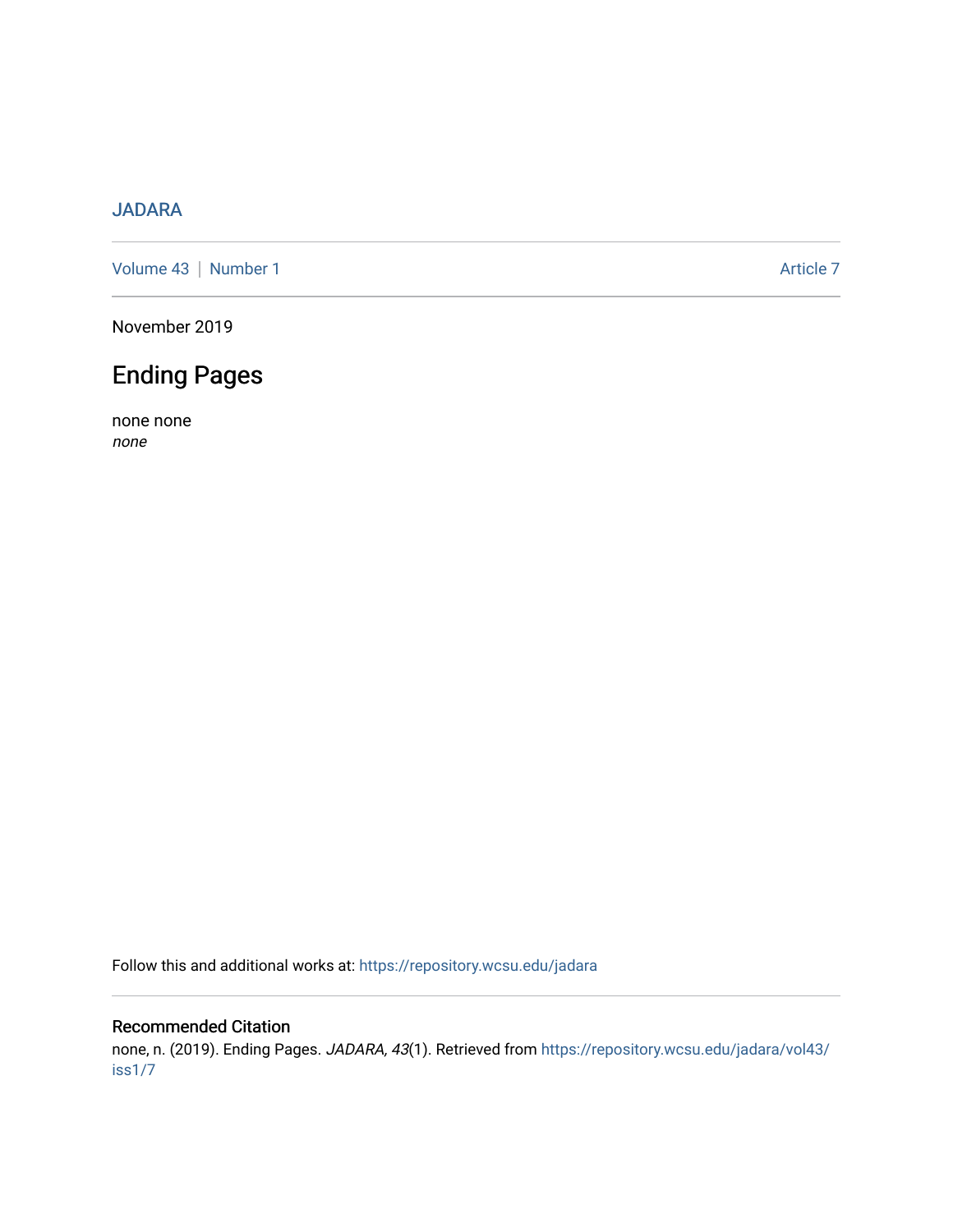JADARA

Volume 43 | Number 1 Article 7

November 2019

# Ending Pages

none none
*none*

Follow this and additional works at: https://repository.wcsu.edu/jadara

## Recommended Citation

none, n. (2019). Ending Pages. *JADARA, 43*(1). Retrieved from https://repository.wcsu.edu/jadara/vol43/iss1/7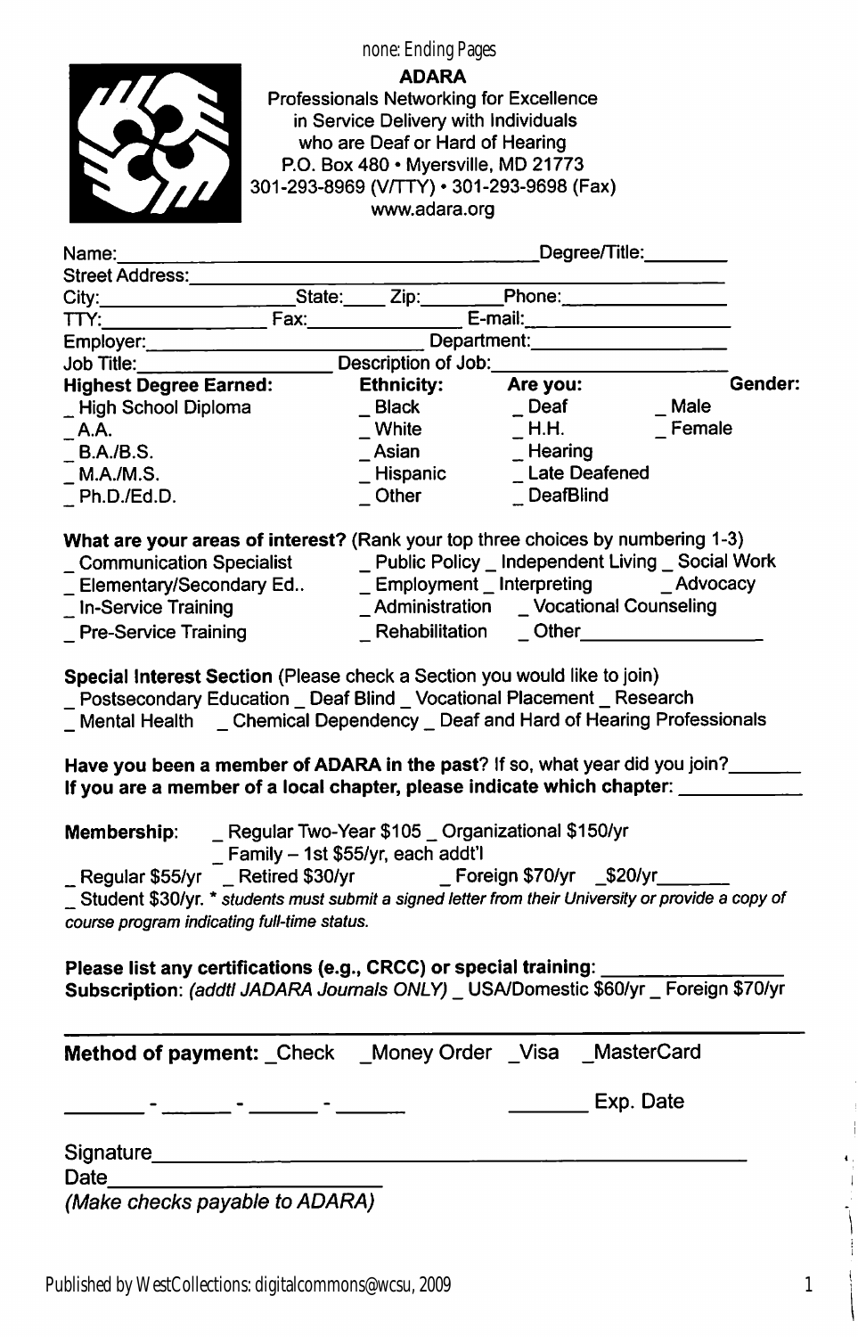# ADARA

Professionals Networking for Excellence
in Service Delivery with Individuals
who are Deaf or Hard of Hearing
P.O. Box 480 • Myersville, MD 21773
301-293-8969 (V/TTY) • 301-293-9698 (Fax)
www.adara.org

Name:_________________________________________ Degree/Title:________

Street Address:_____________________________________________________

City:____________________ State:_____ Zip:________ Phone:________________

TTY:_________________ Fax:_______________ E-mail:____________________

Employer:_____________________________ Department:___________________

Job Title:___________________ Description of Job:________________________

| **Highest Degree Earned:** | **Ethnicity:** | **Are you:** | **Gender:** |
|---|---|---|---|
| _ High School Diploma | _ Black | _ Deaf | _ Male |
| _ A.A. | _ White | _ H.H. | _ Female |
| _ B.A./B.S. | _ Asian | _ Hearing | |
| _ M.A./M.S. | _ Hispanic | _ Late Deafened | |
| _ Ph.D./Ed.D. | _ Other | _ DeafBlind | |

**What are your areas of interest?** (Rank your top three choices by numbering 1-3)

_ Communication Specialist _ Public Policy _ Independent Living _ Social Work
_ Elementary/Secondary Ed.. _ Employment _ Interpreting _ Advocacy
_ In-Service Training _ Administration _ Vocational Counseling
_ Pre-Service Training _ Rehabilitation _ Other_________________

**Special Interest Section** (Please check a Section you would like to join)

_ Postsecondary Education _ Deaf Blind _ Vocational Placement _ Research
_ Mental Health _ Chemical Dependency _ Deaf and Hard of Hearing Professionals

**Have you been a member of ADARA in the past**? If so, what year did you join?_______
**If you are a member of a local chapter, please indicate which chapter**: ___________

**Membership**: _ Regular Two-Year $105 _ Organizational $150/yr
_ Family – 1st $55/yr, each addt'l
_ Regular $55/yr _ Retired $30/yr _ Foreign $70/yr _$20/yr_______
_ Student $30/yr. * *students must submit a signed letter from their University or provide a copy of course program indicating full-time status.*

**Please list any certifications (e.g., CRCC) or special training**: ________________
**Subscription**: *(addtl JADARA Journals ONLY)* _ USA/Domestic $60/yr _ Foreign $70/yr

---

**Method of payment:** _Check _Money Order _Visa _MasterCard

_______ - ______ - ______ - ______ _______ Exp. Date

Signature_______________________________________________

Date_______________________

*(Make checks payable to ADARA)*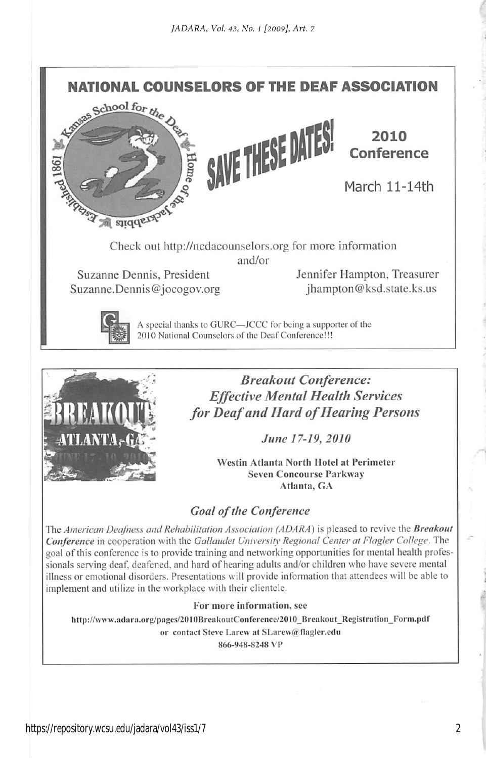## NATIONAL COUNCELORS OF THE DEAF ASSOCIATION

Kansas School for the Deaf — Established 1861 — Home of the Jackrabbits

**SAVE THESE DATES!**

**2010 Conference**

March 11-14th

Check out http://ncdacounselors.org for more information and/or

Suzanne Dennis, President
Suzanne.Dennis@jocogov.org

Jennifer Hampton, Treasurer
jhampton@ksd.state.ks.us

A special thanks to GURC—JCCC for being a supporter of the 2010 National Counselors of the Deaf Conference!!!

---

BREAKOUT ATLANTA, GA JUNE 17-19, 2010

### *Breakout Conference: Effective Mental Health Services for Deaf and Hard of Hearing Persons*

*June 17-19, 2010*

**Westin Atlanta North Hotel at Perimeter**
**Seven Concourse Parkway**
**Atlanta, GA**

### *Goal of the Conference*

The *American Deafness and Rehabilitation Association (ADARA)* is pleased to revive the ***Breakout Conference*** in cooperation with the *Gallaudet University Regional Center at Flagler College*. The goal of this conference is to provide training and networking opportunities for mental health professionals serving deaf, deafened, and hard of hearing adults and/or children who have severe mental illness or emotional disorders. Presentations will provide information that attendees will be able to implement and utilize in the workplace with their clientele.

**For more information, see**

**http://www.adara.org/pages/2010BreakoutConference/2010_Breakout_Registration_Form.pdf**

**or contact Steve Larew at SLarew@flagler.edu**

**866-948-8248 VP**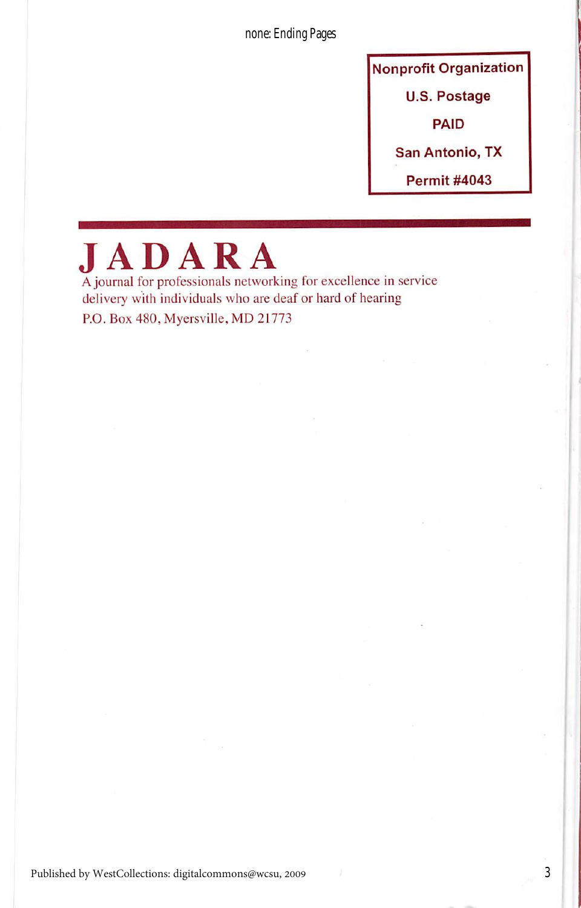Nonprofit Organization

U.S. Postage

PAID

San Antonio, TX

Permit #4043

# JADARA

A journal for professionals networking for excellence in service delivery with individuals who are deaf or hard of hearing

P.O. Box 480, Myersville, MD 21773